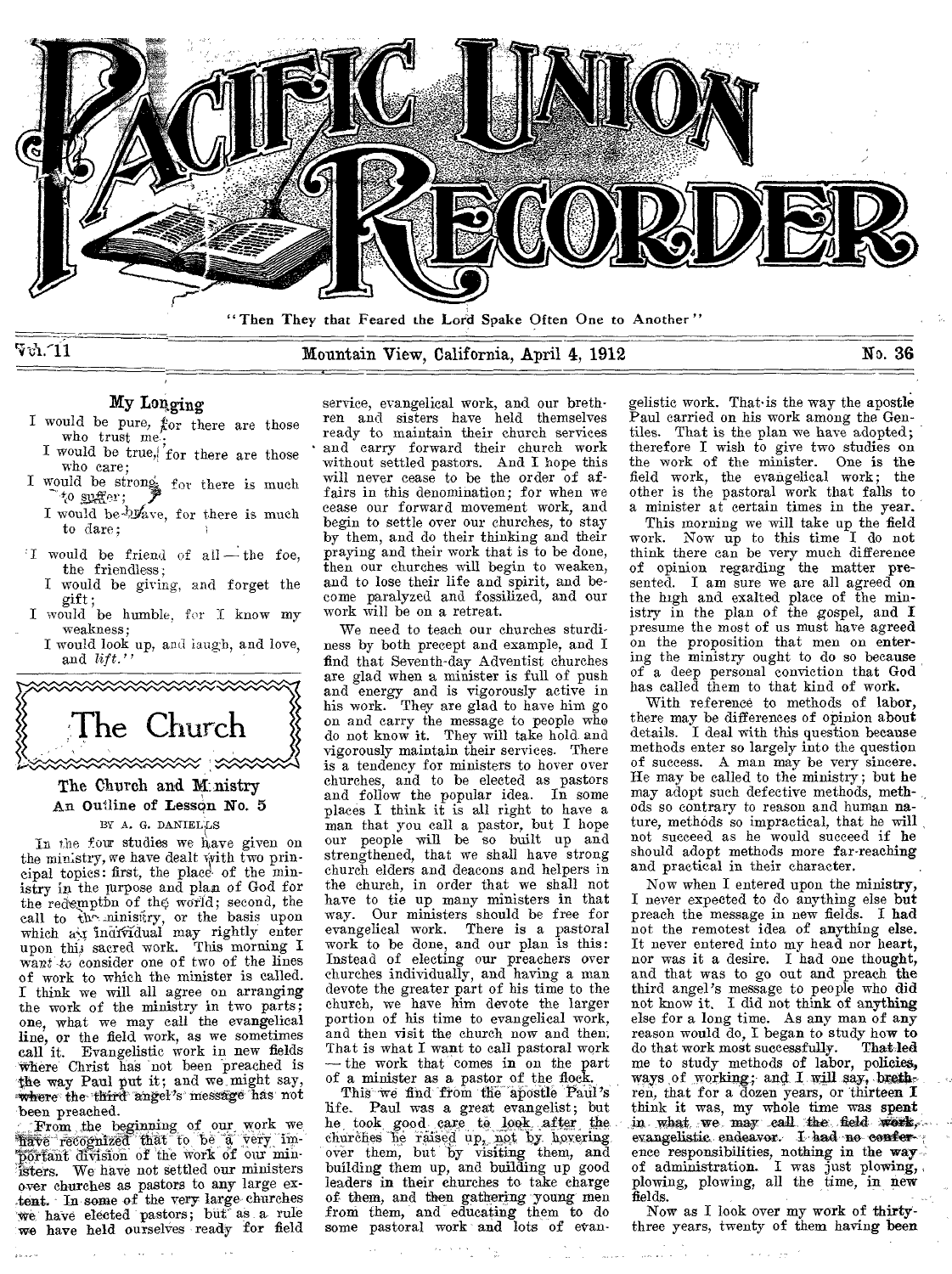# Pacific Union Recorder

"Then They that Feared the Lord Spake Often One to Another"

Vol. 11 | Mountain View, California, April 4, 1912 | No. 36

## My Longing

I would be pure, for there are those who trust me;
I would be true, for there are those who care;
I would be strong, for there is much to suffer;
I would be brave, for there is much to dare;
I would be friend of all — the foe, the friendless;
I would be giving, and forget the gift;
I would be humble, for I know my weakness;
I would look up, and laugh, and love, and *lift*."

## The Church

### The Church and Ministry

#### An Outline of Lesson No. 5

BY A. G. DANIELLS

In the four studies we have given on the ministry, we have dealt with two principal topics: first, the place of the ministry in the purpose and plan of God for the redemption of the world; second, the call to the ministry, or the basis upon which any individual may rightly enter upon this sacred work. This morning I want to consider one of two of the lines of work to which the minister is called. I think we will all agree on arranging the work of the ministry in two parts; one, what we may call the evangelical line, or the field work, as we sometimes call it. Evangelistic work in new fields where Christ has not been preached is the way Paul put it; and we might say, where the third angel's message has not been preached.

From the beginning of our work we have recognized that to be a very important division of the work of our ministers. We have not settled our ministers over churches as pastors to any large extent. In some of the very large churches we have elected pastors; but as a rule we have held ourselves ready for field service, evangelical work, and our brethren and sisters have held themselves ready to maintain their church services and carry forward their church work without settled pastors. And I hope this will never cease to be the order of affairs in this denomination; for when we cease our forward movement work, and begin to settle over our churches, to stay by them, and do their thinking and their praying and their work that is to be done, then our churches will begin to weaken, and to lose their life and spirit, and become paralyzed and fossilized, and our work will be on a retreat.

We need to teach our churches sturdiness by both precept and example, and I find that Seventh-day Adventist churches are glad when a minister is full of push and energy and is vigorously active in his work. They are glad to have him go on and carry the message to people who do not know it. They will take hold and vigorously maintain their services. There is a tendency for ministers to hover over churches, and to be elected as pastors and follow the popular idea. In some places I think it is all right to have a man that you call a pastor, but I hope our people will be so built up and strengthened, that we shall have strong church elders and deacons and helpers in the church, in order that we shall not have to tie up many ministers in that way. Our ministers should be free for evangelical work. There is a pastoral work to be done, and our plan is this: Instead of electing our preachers over churches individually, and having a man devote the greater part of his time to the church, we have him devote the larger portion of his time to evangelical work, and then visit the church now and then. That is what I want to call pastoral work — the work that comes in on the part of a minister as a pastor of the flock.

This we find from the apostle Paul's life. Paul was a great evangelist; but he took good care to look after the churches he raised up, not by hovering over them, but by visiting them, and building them up, and building up good leaders in their churches to take charge of them, and then gathering young men from them, and educating them to do some pastoral work and lots of evangelistic work. That is the way the apostle Paul carried on his work among the Gentiles. That is the plan we have adopted; therefore I wish to give two studies on the work of the minister. One is the field work, the evangelical work; the other is the pastoral work that falls to a minister at certain times in the year.

This morning we will take up the field work. Now up to this time I do not think there can be very much difference of opinion regarding the matter presented. I am sure we are all agreed on the high and exalted place of the ministry in the plan of the gospel, and I presume the most of us must have agreed on the proposition that men on entering the ministry ought to do so because of a deep personal conviction that God has called them to that kind of work.

With reference to methods of labor, there may be differences of opinion about details. I deal with this question because methods enter so largely into the question of success. A man may be very sincere. He may be called to the ministry; but he may adopt such defective methods, methods so contrary to reason and human nature, methods so impractical, that he will not succeed as he would succeed if he should adopt methods more far-reaching and practical in their character.

Now when I entered upon the ministry, I never expected to do anything else but preach the message in new fields. I had not the remotest idea of anything else. It never entered into my head nor heart, nor was it a desire. I had one thought, and that was to go out and preach the third angel's message to people who did not know it. I did not think of anything else for a long time. As any man of any reason would do, I began to study how to do that work most successfully. That led me to study methods of labor, policies, ways of working; and I will say, brethren, that for a dozen years, or thirteen I think it was, my whole time was spent in what we may call the field work, evangelistic endeavor. I had no conference responsibilities, nothing in the way of administration. I was just plowing, plowing, plowing, all the time, in new fields.

Now as I look over my work of thirty-three years, twenty of them having been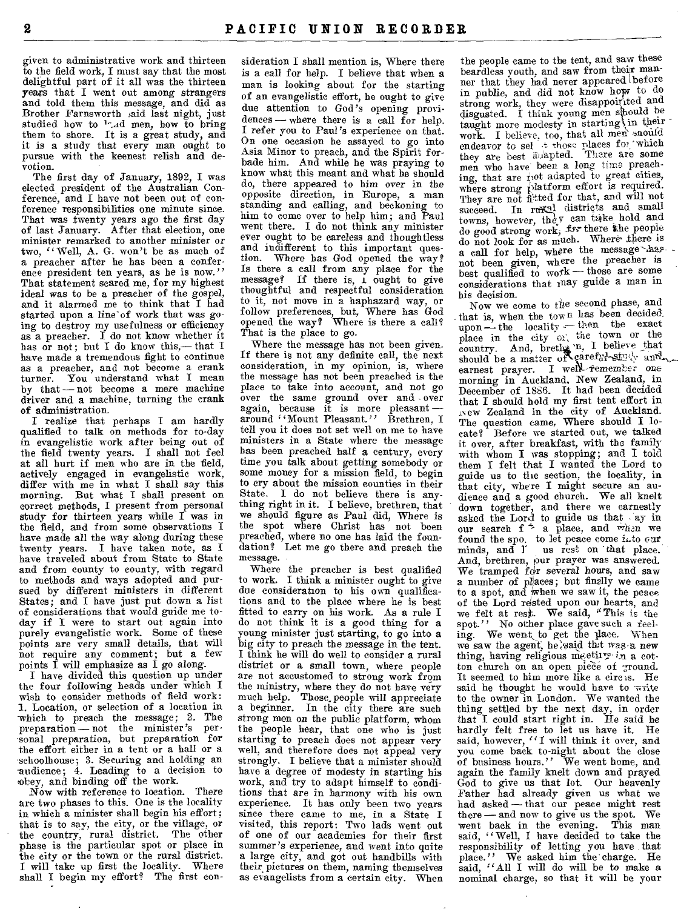given to administrative work and thirteen to the field work, I must say that the most delightful part of it all was the thirteen years that I went out among strangers and told them this message, and did as Brother Farnsworth said last night, just studied how to lead men, how to bring them to shore. It is a great study, and it is a study that every man ought to pursue with the keenest relish and devotion.

The first day of January, 1892, I was elected president of the Australian Conference, and I have not been out of conference responsibilities one minute since. That was twenty years ago the first day of last January. After that election, one minister remarked to another minister or two, "Well, A. G. won't be as much of a preacher after he has been a conference president ten years, as he is now." That statement scared me, for my highest ideal was to be a preacher of the gospel, and it alarmed me to think that I had started upon a line of work that was going to destroy my usefulness or efficiency as a preacher. I do not know whether it has or not; but I do know this,— that I have made a tremendous fight to continue as a preacher, and not become a crank turner. You understand what I mean by that — not become a mere machine driver and a machine, turning the crank of administration.

I realize that perhaps I am hardly qualified to talk on methods for to-day in evangelistic work after being out of the field twenty years. I shall not feel at all hurt if men who are in the field, actively engaged in evangelistic work, differ with me in what I shall say this morning. But what I shall present on correct methods, I present from personal study for thirteen years while I was in the field, and from some observations I have made all the way along during these twenty years. I have taken note, as I have traveled about from State to State and from county to county, with regard to methods and ways adopted and pursued by different ministers in different States; and I have just put down a list of considerations that would guide me today if I were to start out again into purely evangelistic work. Some of these points are very small details, that will not require any comment; but a few points I will emphasize as I go along.

I have divided this question up under the four following heads under which I wish to consider methods of field work: 1. Location, or selection of a location in which to preach the message; 2. The preparation — not the minister's personal preparation, but preparation for the effort either in a tent or a hall or a schoolhouse; 3. Securing and holding an audience; 4. Leading to a decision to obey, and binding off the work.

Now with reference to location. There are two phases to this. One is the locality in which a minister shall begin his effort; that is to say, the city, or the village, or the country, rural district. The other phase is the particular spot or place in the city or the town or the rural district. I will take up first the locality. Where shall I begin my effort? The first consideration I shall mention is, Where there is a call for help. I believe that when a man is looking about for the starting of an evangelistic effort, he ought to give due attention to God's opening providences — where there is a call for help. I refer you to Paul's experience on that. On one occasion he assayed to go into Asia Minor to preach, and the Spirit forbade him. And while he was praying to know what this meant and what he should do, there appeared to him over in the opposite direction, in Europe, a man standing and calling, and beckoning to him to come over to help him; and Paul went there. I do not think any minister ever ought to be careless and thoughtless and indifferent to this important question. Where has God opened the way? Is there a call from any place for the message? If there is, I ought to give thoughtful and respectful consideration to it, not move in a haphazard way, or follow preferences, but, Where has God opened the way? Where is there a call? That is the place to go.

Where the message has not been given. If there is not any definite call, the next consideration, in my opinion, is, where the message has not been preached is the place to take into account, and not go over the same ground over and over again, because it is more pleasant — around "Mount Pleasant." Brethren, I tell you it does not set well on me to have ministers in a State where the message has been preached half a century, every time you talk about getting somebody or some money for a mission field, to begin to cry about the mission counties in their State. I do not believe there is anything right in it. I believe, brethren, that we should figure as Paul did, Where is the spot where Christ has not been preached, where no one has laid the foundation? Let me go there and preach the message.

Where the preacher is best qualified to work. I think a minister ought to give due consideration to his own qualifications and to the place where he is best fitted to carry on his work. As a rule I do not think it is a good thing for a young minister just starting, to go into a big city to preach the message in the tent. I think he will do well to consider a rural district or a small town, where people are not accustomed to strong work from the ministry, where they do not have very much help. Those people will appreciate a beginner. In the city there are such strong men on the public platform, whom the people hear, that one who is just starting to preach does not appear very well, and therefore does not appeal very strongly. I believe that a minister should have a degree of modesty in starting his work, and try to adapt himself to conditions that are in harmony with his own experience. It has only been two years since there came to me, in a State I visited, this report: Two lads went out of one of our academies for their first summer's experience, and went into quite a large city, and got out handbills with their pictures on them, naming themselves as evangelists from a certain city. When the people came to the tent, and saw these beardless youth, and saw from their manner that they had never appeared before in public, and did not know how to do strong work, they were disappointed and disgusted. I think young men should be taught more modesty in starting in their work. I believe, too, that all men should endeavor to select those places for which they are best adapted. There are some men who have been a long time preaching, that are not adapted to great cities, where strong platform effort is required. They are not fitted for that, and will not succeed. In rural districts and small towns, however, they can take hold and do good strong work, for there the people do not look for as much. Where there is a call for help, where the message has not been given, where the preacher is best qualified to work — those are some considerations that may guide a man in his decision.

Now we come to the second phase, and that is, when the town has been decided upon — the locality — then the exact place in the city or the town or the country. And, brethren, I believe that should be a matter of careful study and earnest prayer. I well remember one morning in Auckland, New Zealand, in December of 1886. It had been decided that I should hold my first tent effort in New Zealand in the city of Auckland. The question came, Where should I locate? Before we started out, we talked it over, after breakfast, with the family with whom I was stopping; and I told them I felt that I wanted the Lord to guide us to the section, the locality, in that city, where I might secure an audience and a good church. We all knelt down together, and there we earnestly asked the Lord to guide us that day in our search for a place, and when we found the spot, to let peace come into our minds, and let us rest on that place. And, brethren, our prayer was answered. We tramped for several hours, and saw a number of places; but finally we came to a spot, and when we saw it, the peace of the Lord rested upon our hearts, and we felt at rest. We said, "This is the spot." No other place gave such a feeling. We went to get the place. When we saw the agent, he said that was a new thing, having religious meetings in a cotton church on an open piece of ground. It seemed to him more like a circus. He said he thought he would have to write to the owner in London. We wanted the thing settled by the next day, in order that I could start right in. He said he hardly felt free to let us have it. He said, however, "I will think it over, and you come back to-night about the close of business hours." We went home, and again the family knelt down and prayed God to give us that lot. Our heavenly Father had already given us what we had asked — that our peace might rest there — and now to give us the spot. We went back in the evening. This man said, "Well, I have decided to take the responsibility of letting you have that place." We asked him the charge. He said, "All I will do will be to make a nominal charge, so that it will be your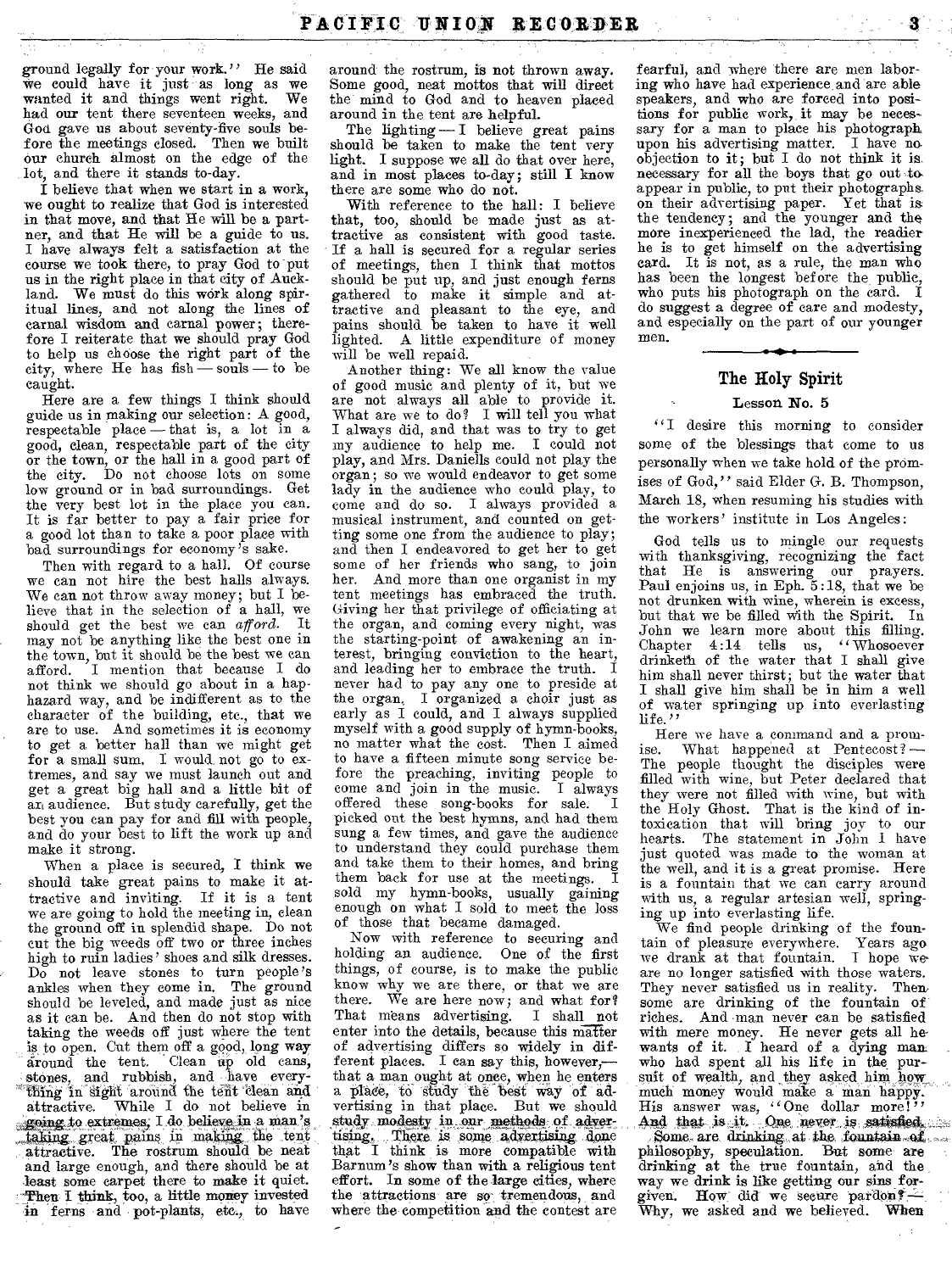ground legally for your work." He said we could have it just as long as we wanted it and things went right. We had our tent there seventeen weeks, and God gave us about seventy-five souls before the meetings closed. Then we built our church almost on the edge of the lot, and there it stands to-day.

I believe that when we start in a work, we ought to realize that God is interested in that move, and that He will be a partner, and that He will be a guide to us. I have always felt a satisfaction at the course we took there, to pray God to put us in the right place in that city of Auckland. We must do this work along spiritual lines, and not along the lines of carnal wisdom and carnal power; therefore I reiterate that we should pray God to help us choose the right part of the city, where He has fish — souls — to be caught.

Here are a few things I think should guide us in making our selection: A good, respectable place — that is, a lot in a good, clean, respectable part of the city or the town, or the hall in a good part of the city. Do not choose lots on some low ground or in bad surroundings. Get the very best lot in the place you can. It is far better to pay a fair price for a good lot than to take a poor place with bad surroundings for economy's sake.

Then with regard to a hall. Of course we can not hire the best halls always. We can not throw away money; but I believe that in the selection of a hall, we should get the best we can *afford*. It may not be anything like the best one in the town, but it should be the best we can afford. I mention that because I do not think we should go about in a haphazard way, and be indifferent as to the character of the building, etc., that we are to use. And sometimes it is economy to get a better hall than we might get for a small sum. I would not go to extremes, and say we must launch out and get a great big hall and a little bit of an audience. But study carefully, get the best you can pay for and fill with people, and do your best to lift the work up and make it strong.

When a place is secured, I think we should take great pains to make it attractive and inviting. If it is a tent we are going to hold the meeting in, clean the ground off in splendid shape. Do not cut the big weeds off two or three inches high to ruin ladies' shoes and silk dresses. Do not leave stones to turn people's ankles when they come in. The ground should be leveled, and made just as nice as it can be. And then do not stop with taking the weeds off just where the tent is to open. Cut them off a good, long way around the tent. Clean up old cans, stones, and rubbish, and have everything in sight around the tent clean and attractive. While I do not believe in going to extremes, I do believe in a man's taking great pains in making the tent attractive. The rostrum should be neat and large enough, and there should be at least some carpet there to make it quiet. Then I think, too, a little money invested in ferns and pot-plants, etc., to have around the rostrum, is not thrown away. Some good, neat mottos that will direct the mind to God and to heaven placed around in the tent are helpful.

The lighting — I believe great pains should be taken to make the tent very light. I suppose we all do that over here, and in most places to-day; still I know there are some who do not.

With reference to the hall: I believe that, too, should be made just as attractive as consistent with good taste. If a hall is secured for a regular series of meetings, then I think that mottos should be put up, and just enough ferns gathered to make it simple and attractive and pleasant to the eye, and pains should be taken to have it well lighted. A little expenditure of money will be well repaid.

Another thing: We all know the value of good music and plenty of it, but we are not always all able to provide it. What are we to do? I will tell you what I always did, and that was to try to get my audience to help me. I could not play, and Mrs. Daniells could not play the organ; so we would endeavor to get some lady in the audience who could play, to come and do so. I always provided a musical instrument, and counted on getting some one from the audience to play; and then I endeavored to get her to get some of her friends who sang, to join her. And more than one organist in my tent meetings has embraced the truth. Giving her that privilege of officiating at the organ, and coming every night, was the starting-point of awakening an interest, bringing conviction to the heart, and leading her to embrace the truth. I never had to pay any one to preside at the organ. I organized a choir just as early as I could, and I always supplied myself with a good supply of hymn-books, no matter what the cost. Then I aimed to have a fifteen minute song service before the preaching, inviting people to come and join in the music. I always offered these song-books for sale. I picked out the best hymns, and had them sung a few times, and gave the audience to understand they could purchase them and take them to their homes, and bring them back for use at the meetings. I sold my hymn-books, usually gaining enough on what I sold to meet the loss of those that became damaged.

Now with reference to securing and holding an audience. One of the first things, of course, is to make the public know why we are there, or that we are there. We are here now; and what for? That means advertising. I shall not enter into the details, because this matter of advertising differs so widely in different places. I can say this, however,— that a man ought at once, when he enters a place, to study the best way of advertising in that place. But we should study modesty in our methods of advertising. There is some advertising done that I think is more compatible with Barnum's show than with a religious tent effort. In some of the large cities, where the attractions are so tremendous, and where the competition and the contest are fearful, and where there are men laboring who have had experience and are able speakers, and who are forced into positions for public work, it may be necessary for a man to place his photograph upon his advertising matter. I have no objection to it; but I do not think it is necessary for all the boys that go out to appear in public, to put their photographs on their advertising paper. Yet that is the tendency; and the younger and the more inexperienced the lad, the readier he is to get himself on the advertising card. It is not, as a rule, the man who has been the longest before the public, who puts his photograph on the card. I do suggest a degree of care and modesty, and especially on the part of our younger men.

## The Holy Spirit

### Lesson No. 5

"I desire this morning to consider some of the blessings that come to us personally when we take hold of the promises of God," said Elder G. B. Thompson, March 18, when resuming his studies with the workers' institute in Los Angeles:

God tells us to mingle our requests with thanksgiving, recognizing the fact that He is answering our prayers. Paul enjoins us, in Eph. 5:18, that we be not drunken with wine, wherein is excess, but that we be filled with the Spirit. In John we learn more about this filling. Chapter 4:14 tells us, "Whosoever drinketh of the water that I shall give him shall never thirst; but the water that I shall give him shall be in him a well of water springing up into everlasting life."

Here we have a command and a promise. What happened at Pentecost? — The people thought the disciples were filled with wine, but Peter declared that they were not filled with wine, but with the Holy Ghost. That is the kind of intoxication that will bring joy to our hearts. The statement in John I have just quoted was made to the woman at the well, and it is a great promise. Here is a fountain that we can carry around with us, a regular artesian well, springing up into everlasting life.

We find people drinking of the fountain of pleasure everywhere. Years ago we drank at that fountain. I hope we are no longer satisfied with those waters. They never satisfied us in reality. Then some are drinking of the fountain of riches. And man never can be satisfied with mere money. He never gets all he wants of it. I heard of a dying man who had spent all his life in the pursuit of wealth, and they asked him how much money would make a man happy. His answer was, "One dollar more!" And that is it. One never is satisfied.

Some are drinking at the fountain of philosophy, speculation. But some are drinking at the true fountain, and the way we drink is like getting our sins forgiven. How did we secure pardon? — Why, we asked and we believed. When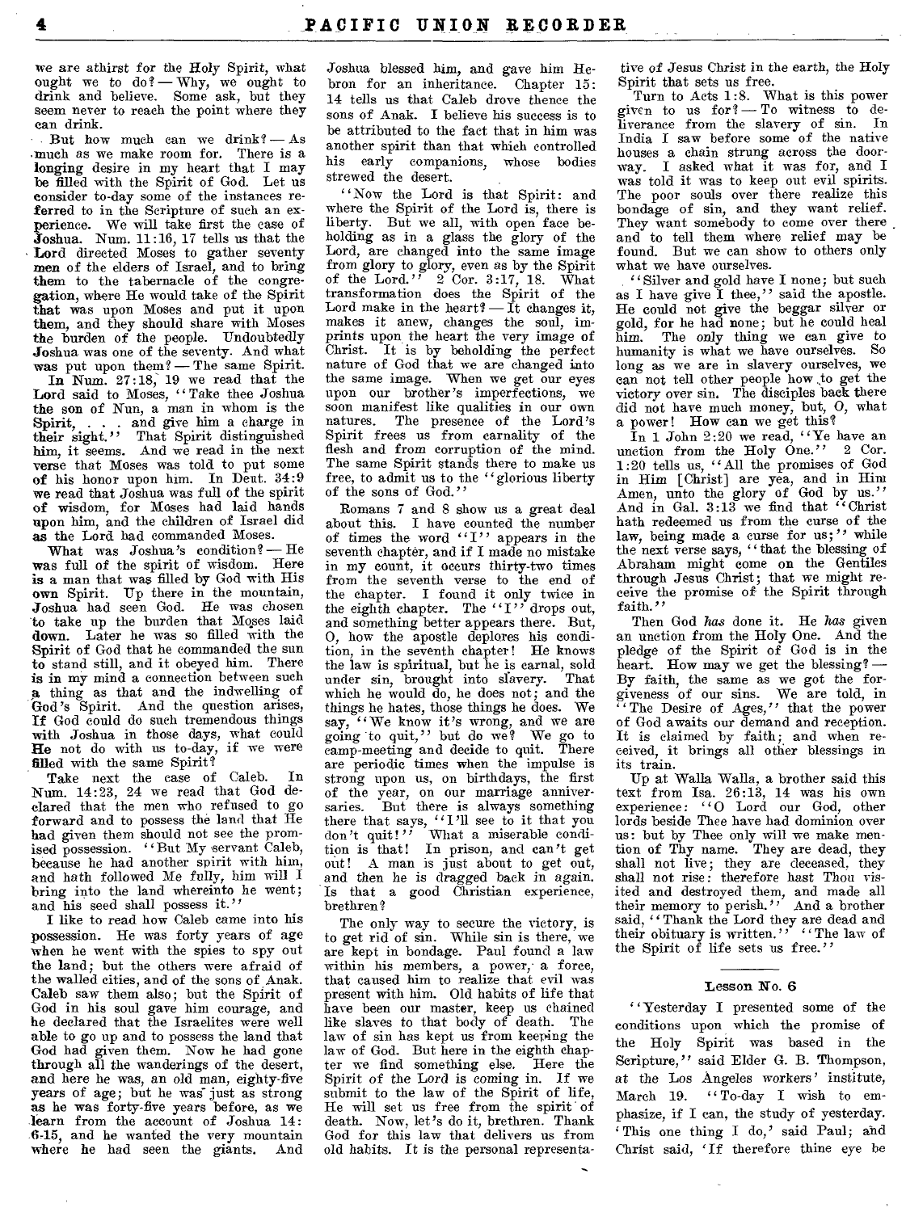we are athirst for the Holy Spirit, what ought we to do? — Why, we ought to drink and believe. Some ask, but they seem never to reach the point where they can drink.

But how much can we drink? — As much as we make room for. There is a longing desire in my heart that I may be filled with the Spirit of God. Let us consider to-day some of the instances referred to in the Scripture of such an experience. We will take first the case of Joshua. Num. 11:16, 17 tells us that the Lord directed Moses to gather seventy men of the elders of Israel, and to bring them to the tabernacle of the congregation, where He would take of the Spirit that was upon Moses and put it upon them, and they should share with Moses the burden of the people. Undoubtedly Joshua was one of the seventy. And what was put upon them? — The same Spirit.

In Num. 27:18, 19 we read that the Lord said to Moses, "Take thee Joshua the son of Nun, a man in whom is the Spirit, . . . and give him a charge in their sight." That Spirit distinguished him, it seems. And we read in the next verse that Moses was told to put some of his honor upon him. In Deut. 34:9 we read that Joshua was full of the spirit of wisdom, for Moses had laid hands upon him, and the children of Israel did as the Lord had commanded Moses.

What was Joshua's condition? — He was full of the spirit of wisdom. Here is a man that was filled by God with His own Spirit. Up there in the mountain, Joshua had seen God. He was chosen to take up the burden that Moses laid down. Later he was so filled with the Spirit of God that he commanded the sun to stand still, and it obeyed him. There is in my mind a connection between such a thing as that and the indwelling of God's Spirit. And the question arises, If God could do such tremendous things with Joshua in those days, what could He not do with us to-day, if we were filled with the same Spirit?

Take next the case of Caleb. In Num. 14:23, 24 we read that God declared that the men who refused to go forward and to possess the land that He had given them should not see the promised possession. "But My servant Caleb, because he had another spirit with him, and hath followed Me fully, him will I bring into the land whereinto he went; and his seed shall possess it."

I like to read how Caleb came into his possession. He was forty years of age when he went with the spies to spy out the land; but the others were afraid of the walled cities, and of the sons of Anak. Caleb saw them also; but the Spirit of God in his soul gave him courage, and he declared that the Israelites were well able to go up and to possess the land that God had given them. Now he had gone through all the wanderings of the desert, and here he was, an old man, eighty-five years of age; but he was just as strong as he was forty-five years before, as we learn from the account of Joshua 14:6-15, and he wanted the very mountain where he had seen the giants. And Joshua blessed him, and gave him Hebron for an inheritance. Chapter 15:14 tells us that Caleb drove thence the sons of Anak. I believe his success is to be attributed to the fact that in him was another spirit than that which controlled his early companions, whose bodies strewed the desert.

"Now the Lord is that Spirit: and where the Spirit of the Lord is, there is liberty. But we all, with open face beholding as in a glass the glory of the Lord, are changed into the same image from glory to glory, even as by the Spirit of the Lord." 2 Cor. 3:17, 18. What transformation does the Spirit of the Lord make in the heart? — It changes it, makes it anew, changes the soul, imprints upon the heart the very image of Christ. It is by beholding the perfect nature of God that we are changed into the same image. When we get our eyes upon our brother's imperfections, we soon manifest like qualities in our own natures. The presence of the Lord's Spirit frees us from carnality of the flesh and from corruption of the mind. The same Spirit stands there to make us free, to admit us to the "glorious liberty of the sons of God."

Romans 7 and 8 show us a great deal about this. I have counted the number of times the word "I" appears in the seventh chapter, and if I made no mistake in my count, it occurs thirty-two times from the seventh verse to the end of the chapter. I found it only twice in the eighth chapter. The "I" drops out, and something better appears there. But, O, how the apostle deplores his condition, in the seventh chapter! He knows the law is spiritual, but he is carnal, sold under sin, brought into slavery. That which he would do, he does not; and the things he hates, those things he does. We say, "We know it's wrong, and we are going to quit," but do we? We go to camp-meeting and decide to quit. There are periodic times when the impulse is strong upon us, on birthdays, the first of the year, on our marriage anniversaries. But there is always something there that says, "I'll see to it that you don't quit!" What a miserable condition is that! In prison, and can't get out! A man is just about to get out, and then he is dragged back in again. Is that a good Christian experience, brethren?

The only way to secure the victory, is to get rid of sin. While sin is there, we are kept in bondage. Paul found a law within his members, a power, a force, that caused him to realize that evil was present with him. Old habits of life that have been our master, keep us chained like slaves to that body of death. The law of sin has kept us from keeping the law of God. But here in the eighth chapter we find something else. Here the Spirit of the Lord is coming in. If we submit to the law of the Spirit of life, He will set us free from the spirit of death. Now, let's do it, brethren. Thank God for this law that delivers us from old habits. It is the personal representative of Jesus Christ in the earth, the Holy Spirit that sets us free.

Turn to Acts 1:8. What is this power given to us for? — To witness to deliverance from the slavery of sin. In India I saw before some of the native houses a chain strung across the doorway. I asked what it was for, and I was told it was to keep out evil spirits. The poor souls over there realize this bondage of sin, and they want relief. They want somebody to come over there and to tell them where relief may be found. But we can show to others only what we have ourselves.

"Silver and gold have I none; but such as I have give I thee," said the apostle. He could not give the beggar silver or gold, for he had none; but he could heal him. The only thing we can give to humanity is what we have ourselves. So long as we are in slavery ourselves, we can not tell other people how to get the victory over sin. The disciples back there did not have much money, but, O, what a power! How can we get this?

In 1 John 2:20 we read, "Ye have an unction from the Holy One." 2 Cor. 1:20 tells us, "All the promises of God in Him [Christ] are yea, and in Him Amen, unto the glory of God by us." And in Gal. 3:13 we find that "Christ hath redeemed us from the curse of the law, being made a curse for us;" while the next verse says, "that the blessing of Abraham might come on the Gentiles through Jesus Christ; that we might receive the promise of the Spirit through faith."

Then God *has* done it. He *has* given an unction from the Holy One. And the pledge of the Spirit of God is in the heart. How may we get the blessing? — By faith, the same as we got the forgiveness of our sins. We are told, in "The Desire of Ages," that the power of God awaits our demand and reception. It is claimed by faith; and when received, it brings all other blessings in its train.

Up at Walla Walla, a brother said this text from Isa. 26:13, 14 was his own experience: "O Lord our God, other lords beside Thee have had dominion over us: but by Thee only will we make mention of Thy name. They are dead, they shall not live; they are deceased, they shall not rise: therefore hast Thou visited and destroyed them, and made all their memory to perish." And a brother said, "Thank the Lord they are dead and their obituary is written." "The law of the Spirit of life sets us free."

## Lesson No. 6

"Yesterday I presented some of the conditions upon which the promise of the Holy Spirit was based in the Scripture," said Elder G. B. Thompson, at the Los Angeles workers' institute, March 19. "To-day I wish to emphasize, if I can, the study of yesterday. 'This one thing I do,' said Paul; and Christ said, 'If therefore thine eye be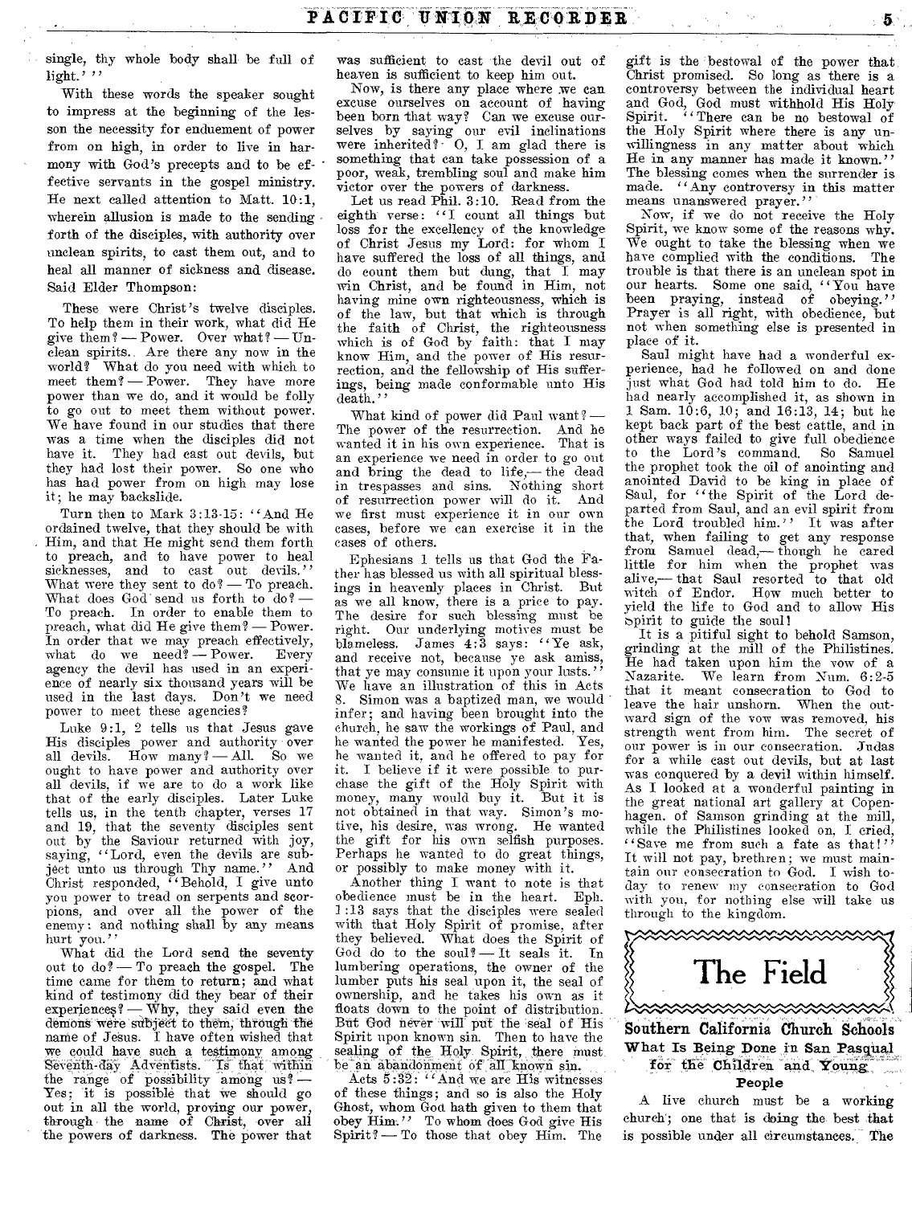single, thy whole body shall be full of light.' ''

With these words the speaker sought to impress at the beginning of the lesson the necessity for enduement of power from on high, in order to live in harmony with God's precepts and to be effective servants in the gospel ministry. He next called attention to Matt. 10:1, wherein allusion is made to the sending forth of the disciples, with authority over unclean spirits, to cast them out, and to heal all manner of sickness and disease. Said Elder Thompson:

These were Christ's twelve disciples. To help them in their work, what did He give them? — Power. Over what? — Unclean spirits. Are there any now in the world? What do you need with which to meet them? — Power. They have more power than we do, and it would be folly to go out to meet them without power. We have found in our studies that there was a time when the disciples did not have it. They had cast out devils, but they had lost their power. So one who has had power from on high may lose it; he may backslide.

Turn then to Mark 3:13-15: "And He ordained twelve, that they should be with Him, and that He might send them forth to preach, and to have power to heal sicknesses, and to cast out devils." What were they sent to do? — To preach. What does God send us forth to do? — To preach. In order to enable them to preach, what did He give them? — Power. In order that we may preach effectively, what do we need? — Power. Every agency the devil has used in an experience of nearly six thousand years will be used in the last days. Don't we need power to meet these agencies?

Luke 9:1, 2 tells us that Jesus gave His disciples power and authority over all devils. How many? — All. So we ought to have power and authority over all devils, if we are to do a work like that of the early disciples. Later Luke tells us, in the tenth chapter, verses 17 and 19, that the seventy disciples sent out by the Saviour returned with joy, saying, "Lord, even the devils are subject unto us through Thy name." And Christ responded, "Behold, I give unto you power to tread on serpents and scorpions, and over all the power of the enemy: and nothing shall by any means hurt you."

What did the Lord send the seventy out to do? — To preach the gospel. The time came for them to return; and what kind of testimony did they bear of their experiences? — Why, they said even the demons were subject to them, through the name of Jesus. I have often wished that we could have such a testimony among Seventh-day Adventists. Is that within the range of possibility among us? — Yes; it is possible that we should go out in all the world, proving our power, through the name of Christ, over all the powers of darkness. The power that was sufficient to cast the devil out of heaven is sufficient to keep him out.

Now, is there any place where we can excuse ourselves on account of having been born that way? Can we excuse ourselves by saying our evil inclinations were inherited? O, I am glad there is something that can take possession of a poor, weak, trembling soul and make him victor over the powers of darkness.

Let us read Phil. 3:10. Read from the eighth verse: "I count all things but loss for the excellency of the knowledge of Christ Jesus my Lord: for whom I have suffered the loss of all things, and do count them but dung, that I may win Christ, and be found in Him, not having mine own righteousness, which is of the law, but that which is through the faith of Christ, the righteousness which is of God by faith: that I may know Him, and the power of His resurrection, and the fellowship of His sufferings, being made conformable unto His death."

What kind of power did Paul want? — The power of the resurrection. And he wanted it in his own experience. That is an experience we need in order to go out and bring the dead to life,— the dead in trespasses and sins. Nothing short of resurrection power will do it. And we first must experience it in our own cases, before we can exercise it in the cases of others.

Ephesians 1 tells us that God the Father has blessed us with all spiritual blessings in heavenly places in Christ. But as we all know, there is a price to pay. The desire for such blessing must be right. Our underlying motives must be blameless. James 4:3 says: "Ye ask, and receive not, because ye ask amiss, that ye may consume it upon your lusts." We have an illustration of this in Acts 8. Simon was a baptized man, we would infer; and having been brought into the church, he saw the workings of Paul, and he wanted the power he manifested. Yes, he wanted it, and he offered to pay for it. I believe if it were possible to purchase the gift of the Holy Spirit with money, many would buy it. But it is not obtained in that way. Simon's motive, his desire, was wrong. He wanted the gift for his own selfish purposes. Perhaps he wanted to do great things, or possibly to make money with it.

Another thing I want to note is that obedience must be in the heart. Eph. 1:13 says that the disciples were sealed with that Holy Spirit of promise, after they believed. What does the Spirit of God do to the soul? — It seals it. In lumbering operations, the owner of the lumber puts his seal upon it, the seal of ownership, and he takes his own as it floats down to the point of distribution. But God never will put the seal of His Spirit upon known sin. Then to have the sealing of the Holy Spirit, there must be an abandonment of all known sin.

Acts 5:32: "And we are His witnesses of these things; and so is also the Holy Ghost, whom God hath given to them that obey Him." To whom does God give His Spirit? — To those that obey Him. The gift is the bestowal of the power that Christ promised. So long as there is a controversy between the individual heart and God, God must withhold His Holy Spirit. "There can be no bestowal of the Holy Spirit where there is any unwillingness in any matter about which He in any manner has made it known." The blessing comes when the surrender is made. "Any controversy in this matter means unanswered prayer."

Now, if we do not receive the Holy Spirit, we know some of the reasons why. We ought to take the blessing when we have complied with the conditions. The trouble is that there is an unclean spot in our hearts. Some one said, "You have been praying, instead of obeying." Prayer is all right, with obedience, but not when something else is presented in place of it.

Saul might have had a wonderful experience, had he followed on and done just what God had told him to do. He had nearly accomplished it, as shown in 1 Sam. 10:6, 10; and 16:13, 14; but he kept back part of the best cattle, and in other ways failed to give full obedience to the Lord's command. So Samuel the prophet took the oil of anointing and anointed David to be king in place of Saul, for "the Spirit of the Lord departed from Saul, and an evil spirit from the Lord troubled him." It was after that, when failing to get any response from Samuel dead,— though he cared little for him when the prophet was alive,— that Saul resorted to that old witch of Endor. How much better to yield the life to God and to allow His Spirit to guide the soul!

It is a pitiful sight to behold Samson, grinding at the mill of the Philistines. He had taken upon him the vow of a Nazarite. We learn from Num. 6:2-5 that it meant consecration to God to leave the hair unshorn. When the outward sign of the vow was removed, his strength went from him. The secret of our power is in our consecration. Judas for a while cast out devils, but at last was conquered by a devil within himself. As I looked at a wonderful painting in the great national art gallery at Copenhagen, of Samson grinding at the mill, while the Philistines looked on, I cried, "Save me from such a fate as that!" It will not pay, brethren; we must maintain our consecration to God. I wish today to renew my consecration to God with you, for nothing else will take us through to the kingdom.

# The Field

## Southern California Church Schools

### What Is Being Done in San Pasqual for the Children and Young People

A live church must be a working church; one that is doing the best that is possible under all circumstances. The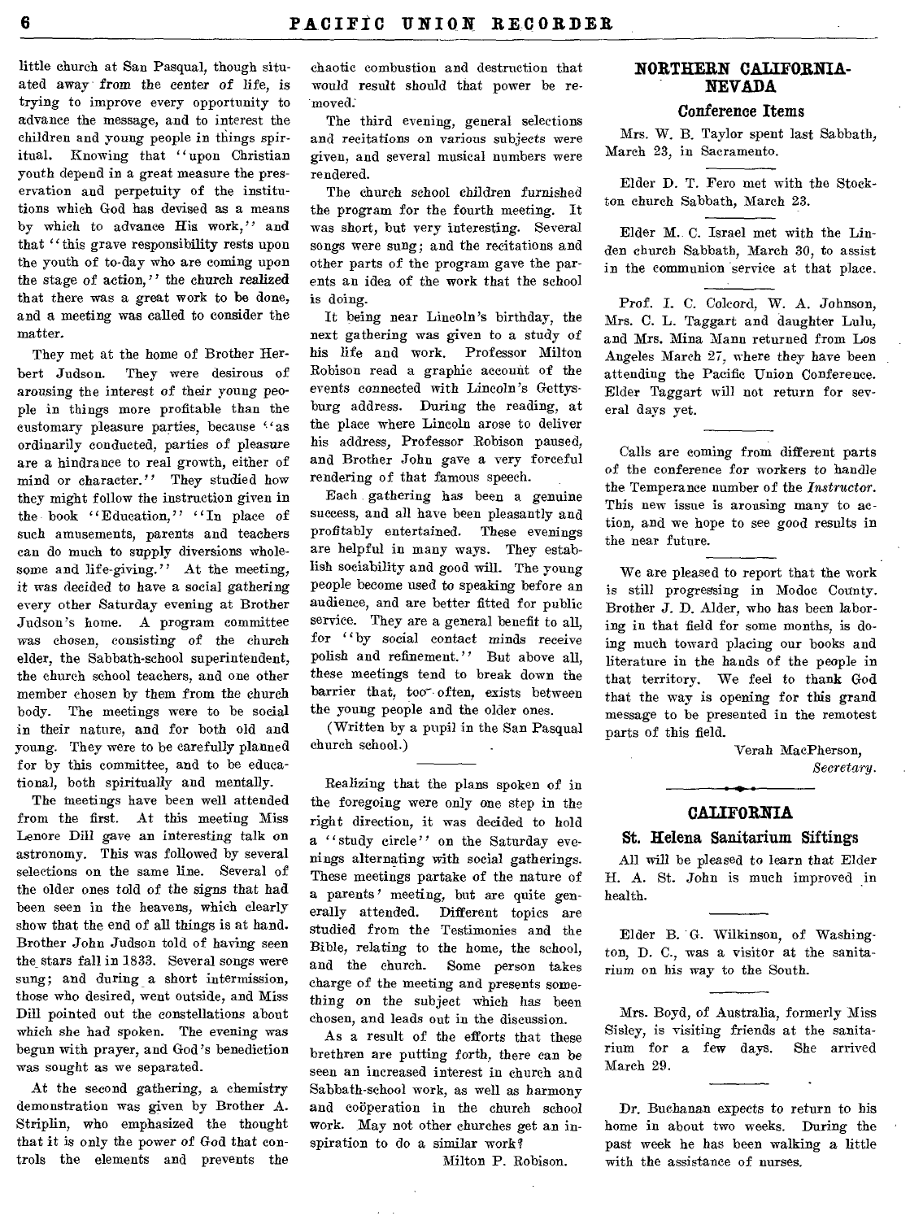little church at San Pasqual, though situated away from the center of life, is trying to improve every opportunity to advance the message, and to interest the children and young people in things spiritual. Knowing that "upon Christian youth depend in a great measure the preservation and perpetuity of the institutions which God has devised as a means by which to advance His work," and that "this grave responsibility rests upon the youth of to-day who are coming upon the stage of action," the church realized that there was a great work to be done, and a meeting was called to consider the matter.

They met at the home of Brother Herbert Judson. They were desirous of arousing the interest of their young people in things more profitable than the customary pleasure parties, because "as ordinarily conducted, parties of pleasure are a hindrance to real growth, either of mind or character." They studied how they might follow the instruction given in the book "Education," "In place of such amusements, parents and teachers can do much to supply diversions wholesome and life-giving." At the meeting, it was decided to have a social gathering every other Saturday evening at Brother Judson's home. A program committee was chosen, consisting of the church elder, the Sabbath-school superintendent, the church school teachers, and one other member chosen by them from the church body. The meetings were to be social in their nature, and for both old and young. They were to be carefully planned for by this committee, and to be educational, both spiritually and mentally.

The meetings have been well attended from the first. At this meeting Miss Lenore Dill gave an interesting talk on astronomy. This was followed by several selections on the same line. Several of the older ones told of the signs that had been seen in the heavens, which clearly show that the end of all things is at hand. Brother John Judson told of having seen the stars fall in 1833. Several songs were sung; and during a short intermission, those who desired, went outside, and Miss Dill pointed out the constellations about which she had spoken. The evening was begun with prayer, and God's benediction was sought as we separated.

At the second gathering, a chemistry demonstration was given by Brother A. Striplin, who emphasized the thought that it is only the power of God that controls the elements and prevents the chaotic combustion and destruction that would result should that power be removed.

The third evening, general selections and recitations on various subjects were given, and several musical numbers were rendered.

The church school children furnished the program for the fourth meeting. It was short, but very interesting. Several songs were sung; and the recitations and other parts of the program gave the parents an idea of the work that the school is doing.

It being near Lincoln's birthday, the next gathering was given to a study of his life and work. Professor Milton Robison read a graphic account of the events connected with Lincoln's Gettysburg address. During the reading, at the place where Lincoln arose to deliver his address, Professor Robison paused, and Brother John gave a very forceful rendering of that famous speech.

Each gathering has been a genuine success, and all have been pleasantly and profitably entertained. These evenings are helpful in many ways. They establish sociability and good will. The young people become used to speaking before an audience, and are better fitted for public service. They are a general benefit to all, for "by social contact minds receive polish and refinement." But above all, these meetings tend to break down the barrier that, too often, exists between the young people and the older ones.

(Written by a pupil in the San Pasqual church school.)

---

Realizing that the plans spoken of in the foregoing were only one step in the right direction, it was decided to hold a "study circle" on the Saturday evenings alternating with social gatherings. These meetings partake of the nature of a parents' meeting, but are quite generally attended. Different topics are studied from the Testimonies and the Bible, relating to the home, the school, and the church. Some person takes charge of the meeting and presents something on the subject which has been chosen, and leads out in the discussion.

As a result of the efforts that these brethren are putting forth, there can be seen an increased interest in church and Sabbath-school work, as well as harmony and coöperation in the church school work. May not other churches get an inspiration to do a similar work?

Milton P. Robison.

## NORTHERN CALIFORNIA-NEVADA

### Conference Items

Mrs. W. B. Taylor spent last Sabbath, March 23, in Sacramento.

---

Elder D. T. Fero met with the Stockton church Sabbath, March 23.

---

Elder M. C. Israel met with the Linden church Sabbath, March 30, to assist in the communion service at that place.

---

Prof. I. C. Colcord, W. A. Johnson, Mrs. C. L. Taggart and daughter Lulu, and Mrs. Mina Mann returned from Los Angeles March 27, where they have been attending the Pacific Union Conference. Elder Taggart will not return for several days yet.

---

Calls are coming from different parts of the conference for workers to handle the Temperance number of the *Instructor*. This new issue is arousing many to action, and we hope to see good results in the near future.

---

We are pleased to report that the work is still progressing in Modoc County. Brother J. D. Alder, who has been laboring in that field for some months, is doing much toward placing our books and literature in the hands of the people in that territory. We feel to thank God that the way is opening for this grand message to be presented in the remotest parts of this field.

Verah MacPherson,
*Secretary.*

## CALIFORNIA

### St. Helena Sanitarium Siftings

All will be pleased to learn that Elder H. A. St. John is much improved in health.

---

Elder B. G. Wilkinson, of Washington, D. C., was a visitor at the sanitarium on his way to the South.

---

Mrs. Boyd, of Australia, formerly Miss Sisley, is visiting friends at the sanitarium for a few days. She arrived March 29.

---

Dr. Buchanan expects to return to his home in about two weeks. During the past week he has been walking a little with the assistance of nurses.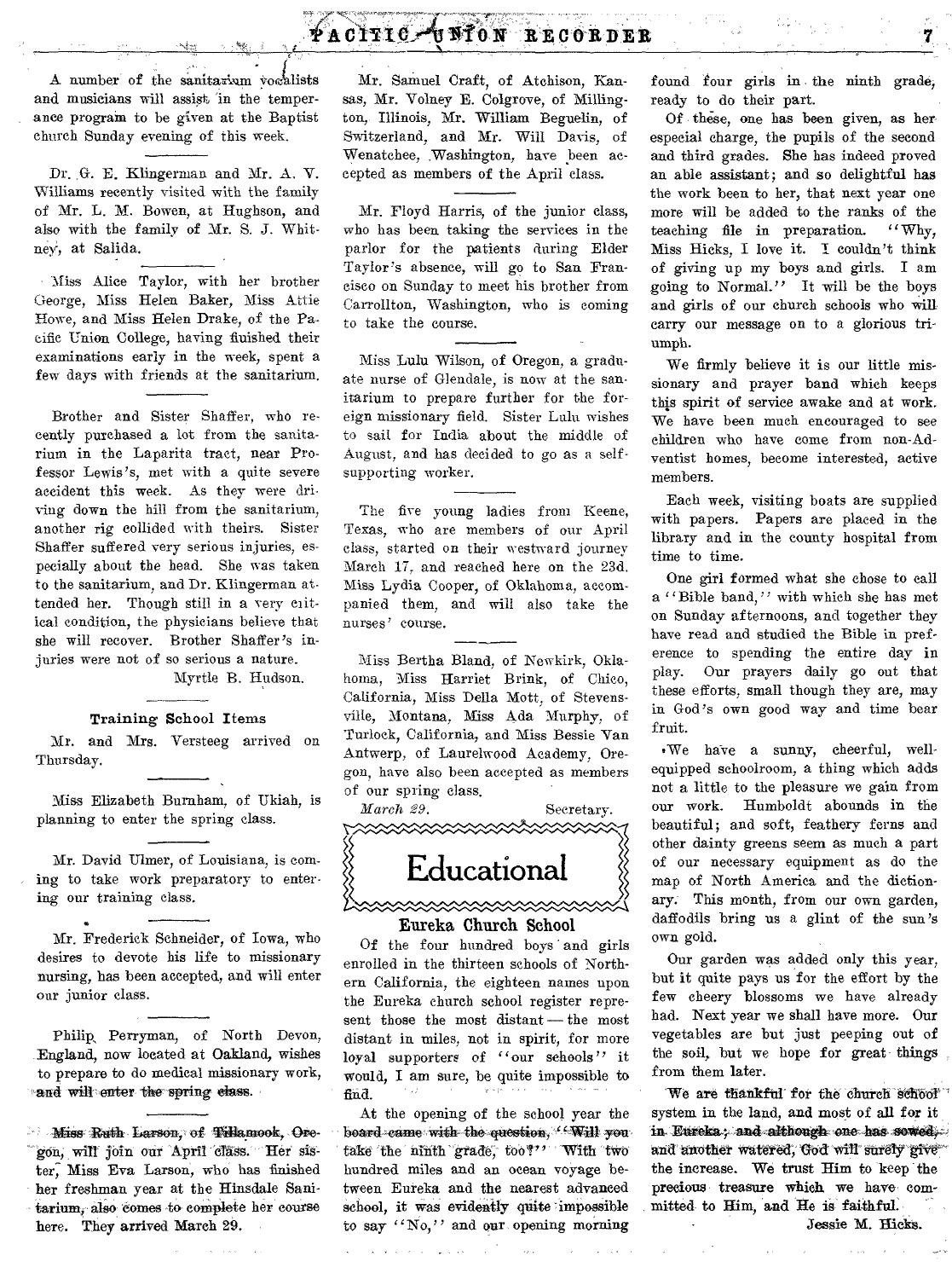A number of the sanitarium vocalists and musicians will assist in the temperance program to be given at the Baptist church Sunday evening of this week.

Dr. G. E. Klingerman and Mr. A. V. Williams recently visited with the family of Mr. L. M. Bowen, at Hughson, and also with the family of Mr. S. J. Whitney, at Salida.

Miss Alice Taylor, with her brother George, Miss Helen Baker, Miss Attie Howe, and Miss Helen Drake, of the Pacific Union College, having finished their examinations early in the week, spent a few days with friends at the sanitarium.

Brother and Sister Shaffer, who recently purchased a lot from the sanitarium in the Laparita tract, near Professor Lewis's, met with a quite severe accident this week. As they were driving down the hill from the sanitarium, another rig collided with theirs. Sister Shaffer suffered very serious injuries, especially about the head. She was taken to the sanitarium, and Dr. Klingerman attended her. Though still in a very critical condition, the physicians believe that she will recover. Brother Shaffer's injuries were not of so serious a nature.

Myrtle B. Hudson.

### Training School Items

Mr. and Mrs. Versteeg arrived on Thursday.

Miss Elizabeth Burnham, of Ukiah, is planning to enter the spring class.

Mr. David Ulmer, of Louisiana, is coming to take work preparatory to entering our training class.

Mr. Frederick Schneider, of Iowa, who desires to devote his life to missionary nursing, has been accepted, and will enter our junior class.

Philip Perryman, of North Devon, England, now located at Oakland, wishes to prepare to do medical missionary work, and will enter the spring class.

Miss Ruth Larson, of Tillamook, Oregon, will join our April class. Her sister, Miss Eva Larson, who has finished her freshman year at the Hinsdale Sanitarium, also comes to complete her course here. They arrived March 29.

Mr. Samuel Craft, of Atchison, Kansas, Mr. Volney E. Colgrove, of Millington, Illinois, Mr. William Beguelin, of Switzerland, and Mr. Will Davis, of Wenatchee, Washington, have been accepted as members of the April class.

Mr. Floyd Harris, of the junior class, who has been taking the services in the parlor for the patients during Elder Taylor's absence, will go to San Francisco on Sunday to meet his brother from Carrollton, Washington, who is coming to take the course.

Miss Lulu Wilson, of Oregon, a graduate nurse of Glendale, is now at the sanitarium to prepare further for the foreign missionary field. Sister Lulu wishes to sail for India about the middle of August, and has decided to go as a self-supporting worker.

The five young ladies from Keene, Texas, who are members of our April class, started on their westward journey March 17, and reached here on the 23d. Miss Lydia Cooper, of Oklahoma, accompanied them, and will also take the nurses' course.

Miss Bertha Bland, of Newkirk, Oklahoma, Miss Harriet Brink, of Chico, California, Miss Della Mott, of Stevensville, Montana, Miss Ada Murphy, of Turlock, California, and Miss Bessie Van Antwerp, of Laurelwood Academy, Oregon, have also been accepted as members of our spring class.

*March 29.* Secretary.

## Educational

### Eureka Church School

Of the four hundred boys and girls enrolled in the thirteen schools of Northern California, the eighteen names upon the Eureka church school register represent those the most distant — the most distant in miles, not in spirit, for more loyal supporters of "our schools" it would, I am sure, be quite impossible to find.

At the opening of the school year the board came with the question, "Will you take the ninth grade, too?" With two hundred miles and an ocean voyage between Eureka and the nearest advanced school, it was evidently quite impossible to say "No," and our opening morning found four girls in the ninth grade, ready to do their part.

Of these, one has been given, as her especial charge, the pupils of the second and third grades. She has indeed proved an able assistant; and so delightful has the work been to her, that next year one more will be added to the ranks of the teaching file in preparation. "Why, Miss Hicks, I love it. I couldn't think of giving up my boys and girls. I am going to Normal." It will be the boys and girls of our church schools who will carry our message on to a glorious triumph.

We firmly believe it is our little missionary and prayer band which keeps this spirit of service awake and at work. We have been much encouraged to see children who have come from non-Adventist homes, become interested, active members.

Each week, visiting boats are supplied with papers. Papers are placed in the library and in the county hospital from time to time.

One girl formed what she chose to call a "Bible band," with which she has met on Sunday afternoons, and together they have read and studied the Bible in preference to spending the entire day in play. Our prayers daily go out that these efforts, small though they are, may in God's own good way and time bear fruit.

We have a sunny, cheerful, well-equipped schoolroom, a thing which adds not a little to the pleasure we gain from our work. Humboldt abounds in the beautiful; and soft, feathery ferns and other dainty greens seem as much a part of our necessary equipment as do the map of North America and the dictionary. This month, from our own garden, daffodils bring us a glint of the sun's own gold.

Our garden was added only this year, but it quite pays us for the effort by the few cheery blossoms we have already had. Next year we shall have more. Our vegetables are but just peeping out of the soil, but we hope for great things from them later.

We are thankful for the church school system in the land, and most of all for it in Eureka; and although one has sowed, and another watered, God will surely give the increase. We trust Him to keep the precious treasure which we have committed to Him, and He is faithful.

Jessie M. Hicks.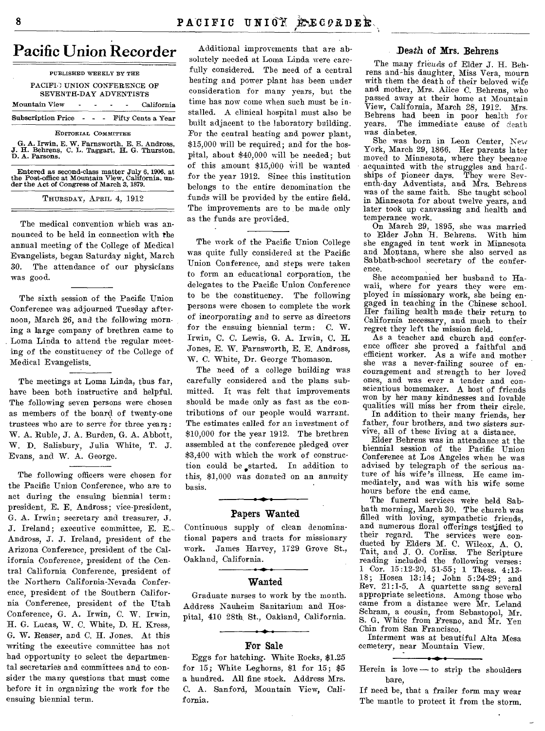# Pacific Union Recorder

PUBLISHED WEEKLY BY THE

PACIFIC UNION CONFERENCE OF SEVENTH-DAY ADVENTISTS

Mountain View - - - - - California

Subscription Price - - - Fifty Cents a Year

EDITORIAL COMMITTEE

G. A. Irwin, E. W. Farnsworth, E. E. Andross, J. H. Behrens, C. L. Taggart, H. G. Thurston, D. A. Parsons.

Entered as second-class matter July 6, 1906, at the Post-office at Mountain View, California, under the Act of Congress of March 3, 1879.

THURSDAY, APRIL 4, 1912

The medical convention which was announced to be held in connection with the annual meeting of the College of Medical Evangelists, began Saturday night, March 30. The attendance of our physicians was good.

The sixth session of the Pacific Union Conference was adjourned Tuesday afternoon, March 26, and the following morning a large company of brethren came to Loma Linda to attend the regular meeting of the constituency of the College of Medical Evangelists.

The meetings at Loma Linda, thus far, have been both instructive and helpful. The following seven persons were chosen as members of the board of twenty-one trustees who are to serve for three years: W. A. Ruble, J. A. Burden, G. A. Abbott, W. D. Salisbury, Julia White, T. J. Evans, and W. A. George.

The following officers were chosen for the Pacific Union Conference, who are to act during the ensuing biennial term: president, E. E. Andross; vice-president, G. A. Irwin; secretary and treasurer, J. J. Ireland; executive committee, E. E. Andross, J. J. Ireland, president of the Arizona Conference, president of the California Conference, president of the Central California Conference, president of the Northern California-Nevada Conference, president of the Southern California Conference, president of the Utah Conference, G. A. Irwin, C. W. Irwin, H. G. Lucas, W. C. White, D. H. Kress, G. W. Reaser, and C. H. Jones. At this writing the executive committee has not had opportunity to select the departmental secretaries and committees and to consider the many questions that must come before it in organizing the work for the ensuing biennial term.

Additional improvements that are absolutely needed at Loma Linda were carefully considered. The need of a central heating and power plant has been under consideration for many years, but the time has now come when such must be installed. A clinical hospital must also be built adjacent to the laboratory building. For the central heating and power plant, $15,000 will be required; and for the hospital, about $40,000 will be needed; but of this amount $15,000 will be wanted for the year 1912. Since this institution belongs to the entire denomination the funds will be provided by the entire field. The improvements are to be made only as the funds are provided.

The work of the Pacific Union College was quite fully considered at the Pacific Union Conference, and steps were taken to form an educational corporation, the delegates to the Pacific Union Conference to be the constituency. The following persons were chosen to complete the work of incorporating and to serve as directors for the ensuing biennial term: C. W. Irwin, C. C. Lewis, G. A. Irwin, C. H. Jones, E. W. Farnsworth, E. E. Andross, W. C. White, Dr. George Thomason.

The need of a college building was carefully considered and the plans submitted. It was felt that improvements should be made only as fast as the contributions of our people would warrant. The estimates called for an investment of $10,000 for the year 1912. The brethren assembled at the conference pledged over $3,400 with which the work of construction could be started. In addition to this, $1,000 was donated on an annuity basis.

## Papers Wanted

Continuous supply of clean denominational papers and tracts for missionary work. James Harvey, 1729 Grove St., Oakland, California.

## Wanted

Graduate nurses to work by the month. Address Nauheim Sanitarium and Hospital, 410 28th St., Oakland, California.

## For Sale

Eggs for hatching. White Rocks, $1.25 for 15; White Leghorns, $1 for 15; $5 a hundred. All fine stock. Address Mrs. C. A. Sanford, Mountain View, California.

## Death of Mrs. Behrens

The many friends of Elder J. H. Behrens and his daughter, Miss Vera, mourn with them the death of their beloved wife and mother, Mrs. Alice C. Behrens, who passed away at their home at Mountain View, California, March 28, 1912. Mrs. Behrens had been in poor health for years. The immediate cause of death was diabetes.

She was born in Leon Center, New York, March 29, 1866. Her parents later moved to Minnesota, where they became acquainted with the struggles and hardships of pioneer days. They were Seventh-day Adventists, and Mrs. Behrens was of the same faith. She taught school in Minnesota for about twelve years, and later took up canvassing and health and temperance work.

On March 29, 1895, she was married to Elder John H. Behrens. With him she engaged in tent work in Minnesota and Montana, where she also served as Sabbath-school secretary of the conference.

She accompanied her husband to Hawaii, where for years they were employed in missionary work, she being engaged in teaching in the Chinese school. Her failing health made their return to California necessary, and much to their regret they left the mission field.

As a teacher and church and conference officer she proved a faithful and efficient worker. As a wife and mother she was a never-failing source of encouragement and strength to her loved ones, and was ever a tender and conscientious homemaker. A host of friends won by her many kindnesses and lovable qualities will miss her from their circle.

In addition to their many friends, her father, four brothers, and two sisters survive, all of these living at a distance.

Elder Behrens was in attendance at the biennial session of the Pacific Union Conference at Los Angeles when he was advised by telegraph of the serious nature of his wife's illness. He came immediately, and was with his wife some hours before the end came.

The funeral services were held Sabbath morning, March 30. The church was filled with loving, sympathetic friends, and numerous floral offerings testified to their regard. The services were conducted by Elders M. C. Wilcox, A. O. Tait, and J. O. Corliss. The Scripture reading included the following verses: 1 Cor. 15:12-20, 51-55; 1 Thess. 4:13-18; Hosea 13:14; John 5:24-29; and Rev. 21:1-5. A quartette sang several appropriate selections. Among those who came from a distance were Mr. Leland Schram, a cousin, from Sebastopol, Mr. S. G. White from Fresno, and Mr. Yen Chin from San Francisco.

Interment was at beautiful Alta Mesa cemetery, near Mountain View.

Herein is love — to strip the shoulders bare,
If need be, that a frailer form may wear
The mantle to protect it from the storm.